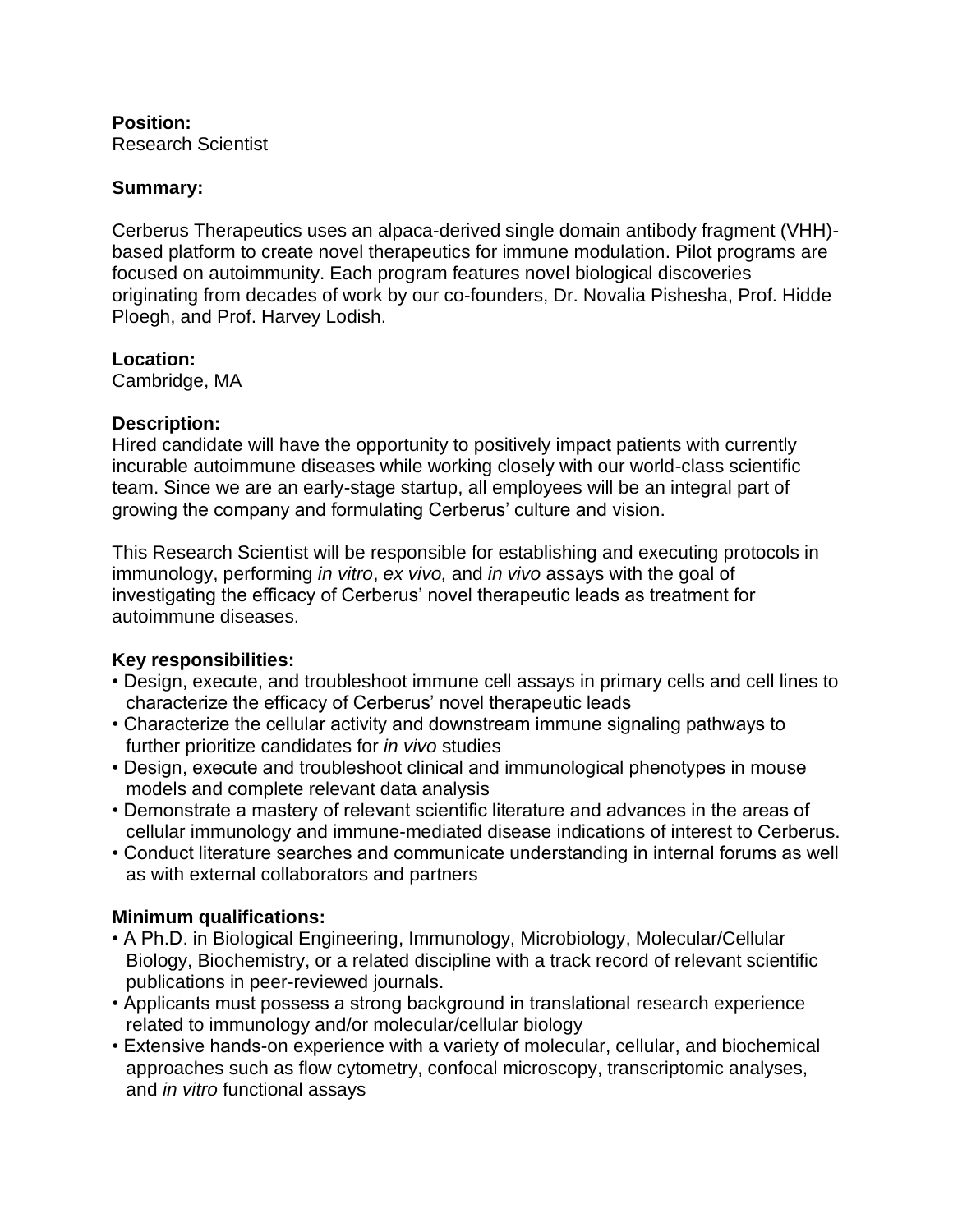**Position:**
Research Scientist

**Summary:**

Cerberus Therapeutics uses an alpaca-derived single domain antibody fragment (VHH)-based platform to create novel therapeutics for immune modulation. Pilot programs are focused on autoimmunity. Each program features novel biological discoveries originating from decades of work by our co-founders, Dr. Novalia Pishesha, Prof. Hidde Ploegh, and Prof. Harvey Lodish.

**Location:**
Cambridge, MA

**Description:**
Hired candidate will have the opportunity to positively impact patients with currently incurable autoimmune diseases while working closely with our world-class scientific team. Since we are an early-stage startup, all employees will be an integral part of growing the company and formulating Cerberus' culture and vision.

This Research Scientist will be responsible for establishing and executing protocols in immunology, performing *in vitro*, *ex vivo,* and *in vivo* assays with the goal of investigating the efficacy of Cerberus' novel therapeutic leads as treatment for autoimmune diseases.

**Key responsibilities:**

- Design, execute, and troubleshoot immune cell assays in primary cells and cell lines to characterize the efficacy of Cerberus' novel therapeutic leads
- Characterize the cellular activity and downstream immune signaling pathways to further prioritize candidates for *in vivo* studies
- Design, execute and troubleshoot clinical and immunological phenotypes in mouse models and complete relevant data analysis
- Demonstrate a mastery of relevant scientific literature and advances in the areas of cellular immunology and immune-mediated disease indications of interest to Cerberus.
- Conduct literature searches and communicate understanding in internal forums as well as with external collaborators and partners

**Minimum qualifications:**

- A Ph.D. in Biological Engineering, Immunology, Microbiology, Molecular/Cellular Biology, Biochemistry, or a related discipline with a track record of relevant scientific publications in peer-reviewed journals.
- Applicants must possess a strong background in translational research experience related to immunology and/or molecular/cellular biology
- Extensive hands-on experience with a variety of molecular, cellular, and biochemical approaches such as flow cytometry, confocal microscopy, transcriptomic analyses, and *in vitro* functional assays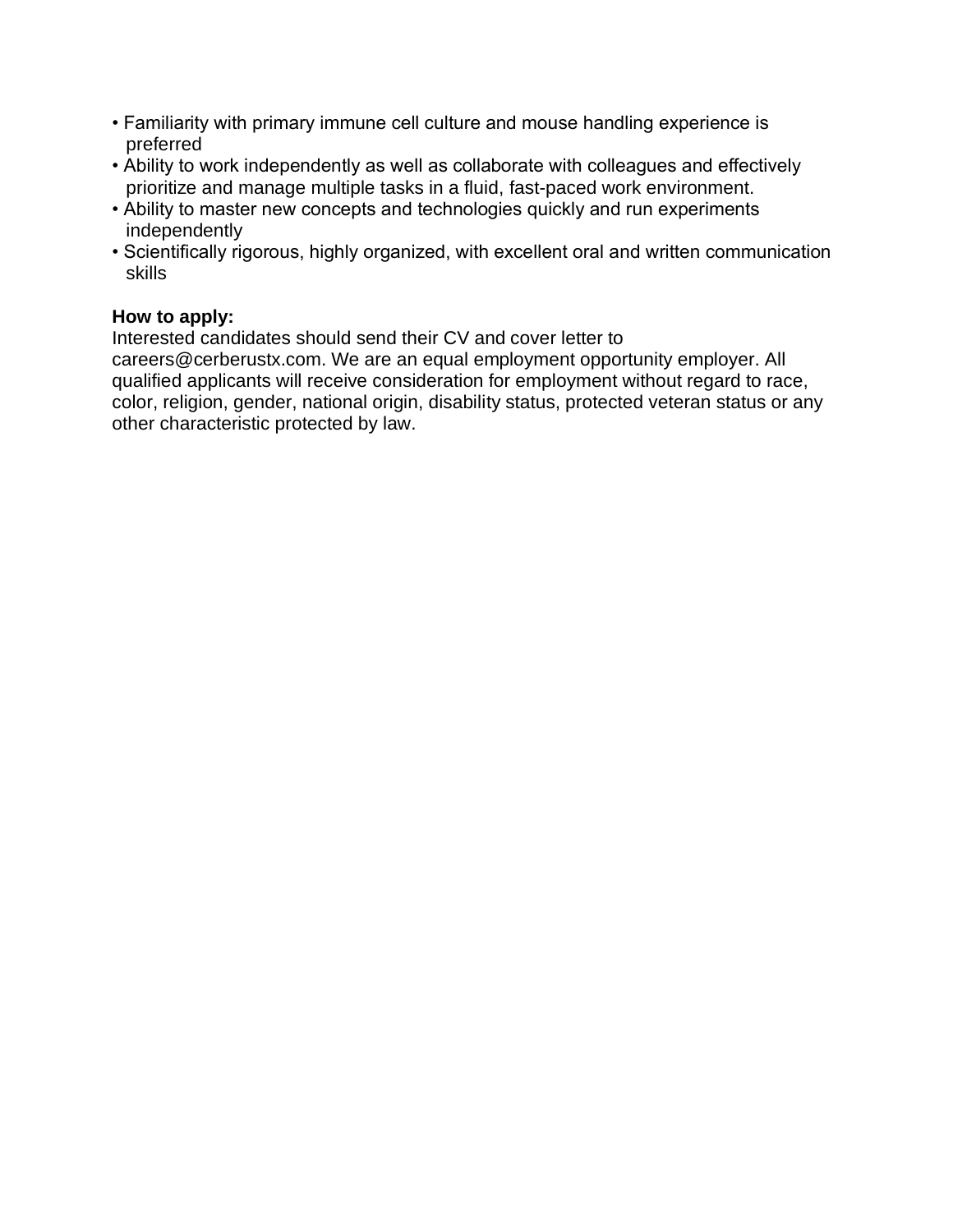- Familiarity with primary immune cell culture and mouse handling experience is preferred
- Ability to work independently as well as collaborate with colleagues and effectively prioritize and manage multiple tasks in a fluid, fast-paced work environment.
- Ability to master new concepts and technologies quickly and run experiments independently
- Scientifically rigorous, highly organized, with excellent oral and written communication skills

**How to apply:**

Interested candidates should send their CV and cover letter to careers@cerberustx.com. We are an equal employment opportunity employer. All qualified applicants will receive consideration for employment without regard to race, color, religion, gender, national origin, disability status, protected veteran status or any other characteristic protected by law.